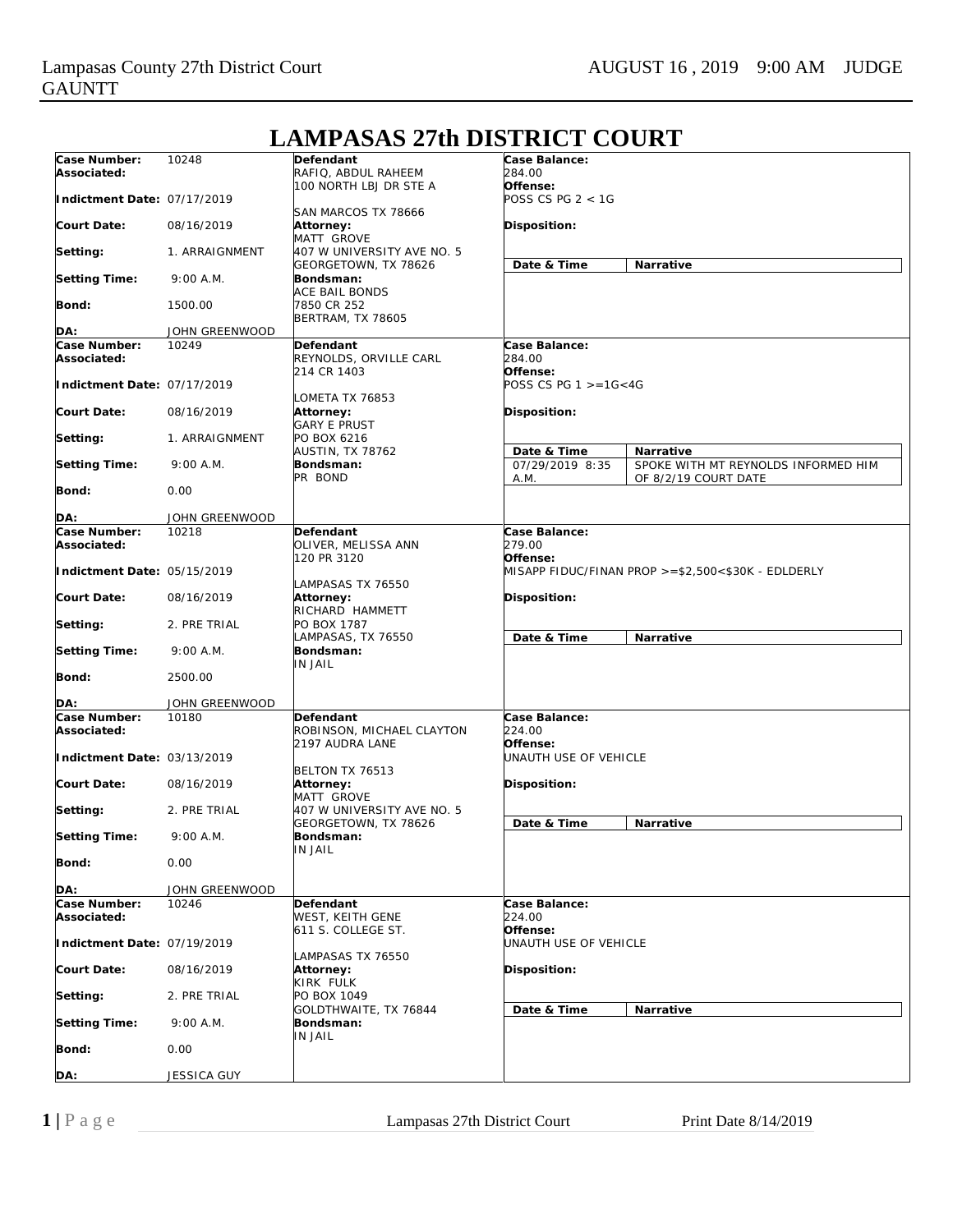# LAMPASAS 27th DISTRICT COURT

| Field | Value | Defendant / Attorney / Bondsman | Case Details |
|---|---|---|---|
| **Case Number:** | 10248 | **Defendant** | **Case Balance:** 284.00 |
| **Associated:** | | RAFIQ, ABDUL RAHEEM<br>100 NORTH LBJ DR STE A<br>SAN MARCOS TX 78666 | **Offense:** POSS CS PG 2 < 1G |
| **Indictment Date:** | 07/17/2019 | | |
| **Court Date:** | 08/16/2019 | **Attorney:**<br>MATT GROVE<br>407 W UNIVERSITY AVE NO. 5<br>GEORGETOWN, TX 78626 | **Disposition:** |
| **Setting:** | 1. ARRAIGNMENT | | **Date & Time** / **Narrative** |
| **Setting Time:** | 9:00 A.M. | **Bondsman:**<br>ACE BAIL BONDS<br>7850 CR 252<br>BERTRAM, TX 78605 | |
| **Bond:** | 1500.00 | | |
| **DA:** | JOHN GREENWOOD | | |

| Field | Value | Defendant / Attorney / Bondsman | Case Details |
|---|---|---|---|
| **Case Number:** | 10249 | **Defendant** | **Case Balance:** 284.00 |
| **Associated:** | | REYNOLDS, ORVILLE CARL<br>214 CR 1403<br>LOMETA TX 76853 | **Offense:** POSS CS PG 1 >=1G<4G |
| **Indictment Date:** | 07/17/2019 | | |
| **Court Date:** | 08/16/2019 | **Attorney:**<br>GARY E PRUST<br>PO BOX 6216<br>AUSTIN, TX 78762 | **Disposition:** |
| **Setting:** | 1. ARRAIGNMENT | | **Date & Time** / **Narrative** |
| **Setting Time:** | 9:00 A.M. | **Bondsman:**<br>PR BOND | 07/29/2019 8:35 A.M. — SPOKE WITH MT REYNOLDS INFORMED HIM OF 8/2/19 COURT DATE |
| **Bond:** | 0.00 | | |
| **DA:** | JOHN GREENWOOD | | |

| Field | Value | Defendant / Attorney / Bondsman | Case Details |
|---|---|---|---|
| **Case Number:** | 10218 | **Defendant** | **Case Balance:** 279.00 |
| **Associated:** | | OLIVER, MELISSA ANN<br>120 PR 3120<br>LAMPASAS TX 76550 | **Offense:** MISAPP FIDUC/FINAN PROP >=$2,500<$30K - EDLDERLY |
| **Indictment Date:** | 05/15/2019 | | |
| **Court Date:** | 08/16/2019 | **Attorney:**<br>RICHARD HAMMETT<br>PO BOX 1787<br>LAMPASAS, TX 76550 | **Disposition:** |
| **Setting:** | 2. PRE TRIAL | | **Date & Time** / **Narrative** |
| **Setting Time:** | 9:00 A.M. | **Bondsman:**<br>IN JAIL | |
| **Bond:** | 2500.00 | | |
| **DA:** | JOHN GREENWOOD | | |

| Field | Value | Defendant / Attorney / Bondsman | Case Details |
|---|---|---|---|
| **Case Number:** | 10180 | **Defendant** | **Case Balance:** 224.00 |
| **Associated:** | | ROBINSON, MICHAEL CLAYTON<br>2197 AUDRA LANE<br>BELTON TX 76513 | **Offense:** UNAUTH USE OF VEHICLE |
| **Indictment Date:** | 03/13/2019 | | |
| **Court Date:** | 08/16/2019 | **Attorney:**<br>MATT GROVE<br>407 W UNIVERSITY AVE NO. 5<br>GEORGETOWN, TX 78626 | **Disposition:** |
| **Setting:** | 2. PRE TRIAL | | **Date & Time** / **Narrative** |
| **Setting Time:** | 9:00 A.M. | **Bondsman:**<br>IN JAIL | |
| **Bond:** | 0.00 | | |
| **DA:** | JOHN GREENWOOD | | |

| Field | Value | Defendant / Attorney / Bondsman | Case Details |
|---|---|---|---|
| **Case Number:** | 10246 | **Defendant** | **Case Balance:** 224.00 |
| **Associated:** | | WEST, KEITH GENE<br>611 S. COLLEGE ST.<br>LAMPASAS TX 76550 | **Offense:** UNAUTH USE OF VEHICLE |
| **Indictment Date:** | 07/19/2019 | | |
| **Court Date:** | 08/16/2019 | **Attorney:**<br>KIRK FULK<br>PO BOX 1049<br>GOLDTHWAITE, TX 76844 | **Disposition:** |
| **Setting:** | 2. PRE TRIAL | | **Date & Time** / **Narrative** |
| **Setting Time:** | 9:00 A.M. | **Bondsman:**<br>IN JAIL | |
| **Bond:** | 0.00 | | |
| **DA:** | JESSICA GUY | | |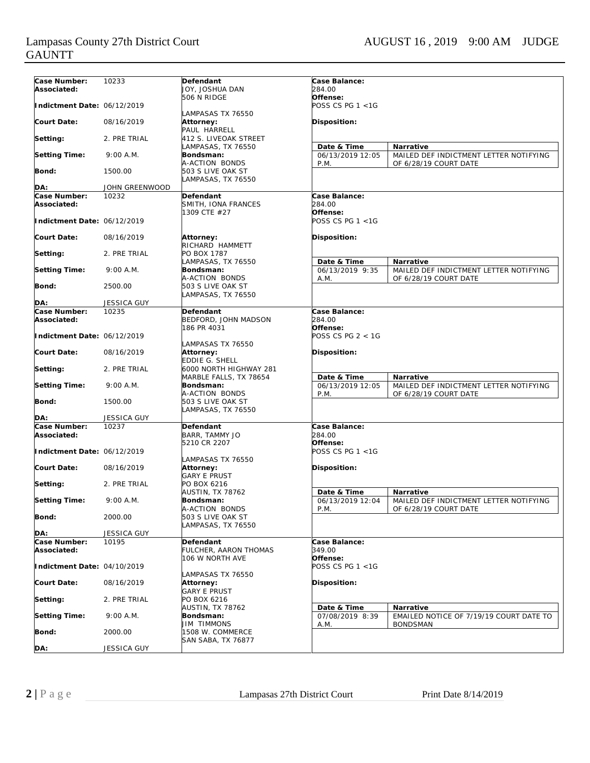| Case Number: | 10233 | Defendant | Case Balance: | |
|---|---|---|---|---|
| Associated: | | JOY, JOSHUA DAN<br>506 N RIDGE<br><br>LAMPASAS TX 76550 | 284.00 | |
| Indictment Date: | 06/12/2019 | | Offense:<br>POSS CS PG 1 <1G | |
| Court Date: | 08/16/2019 | Attorney:<br>PAUL HARRELL<br>412 S. LIVEOAK STREET<br>LAMPASAS, TX 76550 | Disposition: | |
| Setting: | 2. PRE TRIAL | | **Date & Time** | **Narrative** |
| Setting Time: | 9:00 A.M. | Bondsman:<br>A-ACTION BONDS<br>503 S LIVE OAK ST<br>LAMPASAS, TX 76550 | 06/13/2019 12:05 P.M. | MAILED DEF INDICTMENT LETTER NOTIFYING OF 6/28/19 COURT DATE |
| Bond: | 1500.00 | | | |
| DA: | JOHN GREENWOOD | | | |

| Case Number: | 10232 | Defendant | Case Balance: | |
|---|---|---|---|---|
| Associated: | | SMITH, IONA FRANCES<br>1309 CTE #27 | 284.00 | |
| Indictment Date: | 06/12/2019 | | Offense:<br>POSS CS PG 1 <1G | |
| Court Date: | 08/16/2019 | Attorney:<br>RICHARD HAMMETT<br>PO BOX 1787<br>LAMPASAS, TX 76550 | Disposition: | |
| Setting: | 2. PRE TRIAL | | **Date & Time** | **Narrative** |
| Setting Time: | 9:00 A.M. | Bondsman:<br>A-ACTION BONDS<br>503 S LIVE OAK ST<br>LAMPASAS, TX 76550 | 06/13/2019 9:35 A.M. | MAILED DEF INDICTMENT LETTER NOTIFYING OF 6/28/19 COURT DATE |
| Bond: | 2500.00 | | | |
| DA: | JESSICA GUY | | | |

| Case Number: | 10235 | Defendant | Case Balance: | |
|---|---|---|---|---|
| Associated: | | BEDFORD, JOHN MADSON<br>186 PR 4031<br><br>LAMPASAS TX 76550 | 284.00 | |
| Indictment Date: | 06/12/2019 | | Offense:<br>POSS CS PG 2 < 1G | |
| Court Date: | 08/16/2019 | Attorney:<br>EDDIE G. SHELL<br>6000 NORTH HIGHWAY 281<br>MARBLE FALLS, TX 78654 | Disposition: | |
| Setting: | 2. PRE TRIAL | | **Date & Time** | **Narrative** |
| Setting Time: | 9:00 A.M. | Bondsman:<br>A-ACTION BONDS<br>503 S LIVE OAK ST<br>LAMPASAS, TX 76550 | 06/13/2019 12:05 P.M. | MAILED DEF INDICTMENT LETTER NOTIFYING OF 6/28/19 COURT DATE |
| Bond: | 1500.00 | | | |
| DA: | JESSICA GUY | | | |

| Case Number: | 10237 | Defendant | Case Balance: | |
|---|---|---|---|---|
| Associated: | | BARR, TAMMY JO<br>5210 CR 2207<br><br>LAMPASAS TX 76550 | 284.00 | |
| Indictment Date: | 06/12/2019 | | Offense:<br>POSS CS PG 1 <1G | |
| Court Date: | 08/16/2019 | Attorney:<br>GARY E PRUST<br>PO BOX 6216<br>AUSTIN, TX 78762 | Disposition: | |
| Setting: | 2. PRE TRIAL | | **Date & Time** | **Narrative** |
| Setting Time: | 9:00 A.M. | Bondsman:<br>A-ACTION BONDS<br>503 S LIVE OAK ST<br>LAMPASAS, TX 76550 | 06/13/2019 12:04 P.M. | MAILED DEF INDICTMENT LETTER NOTIFYING OF 6/28/19 COURT DATE |
| Bond: | 2000.00 | | | |
| DA: | JESSICA GUY | | | |

| Case Number: | 10195 | Defendant | Case Balance: | |
|---|---|---|---|---|
| Associated: | | FULCHER, AARON THOMAS<br>106 W NORTH AVE<br><br>LAMPASAS TX 76550 | 349.00 | |
| Indictment Date: | 04/10/2019 | | Offense:<br>POSS CS PG 1 <1G | |
| Court Date: | 08/16/2019 | Attorney:<br>GARY E PRUST<br>PO BOX 6216<br>AUSTIN, TX 78762 | Disposition: | |
| Setting: | 2. PRE TRIAL | | **Date & Time** | **Narrative** |
| Setting Time: | 9:00 A.M. | Bondsman:<br>JIM TIMMONS<br>1508 W. COMMERCE<br>SAN SABA, TX 76877 | 07/08/2019 8:39 A.M. | EMAILED NOTICE OF 7/19/19 COURT DATE TO BONDSMAN |
| Bond: | 2000.00 | | | |
| DA: | JESSICA GUY | | | |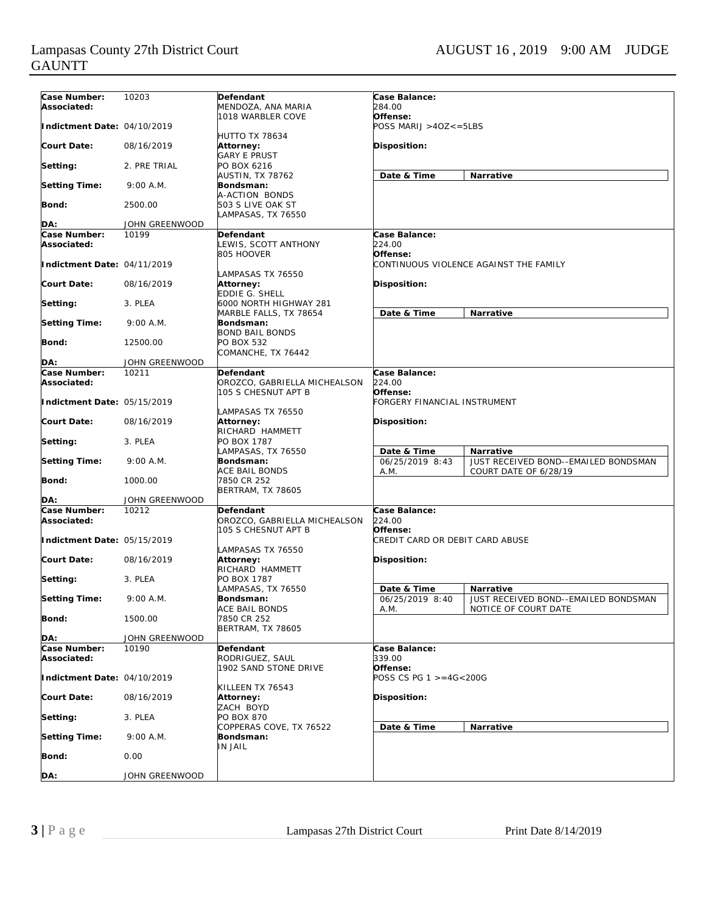| Case Number: | 10203 | Defendant | Case Balance: | |
|---|---|---|---|---|
| Associated: | | MENDOZA, ANA MARIA<br>1018 WARBLER COVE<br>HUTTO TX 78634 | 284.00 | |
| Indictment Date: | 04/10/2019 | | Offense: POSS MARIJ >4OZ<=5LBS | |
| Court Date: | 08/16/2019 | Attorney: GARY E PRUST<br>PO BOX 6216<br>AUSTIN, TX 78762 | Disposition: | |
| Setting: | 2. PRE TRIAL | | Date & Time | Narrative |
| Setting Time: | 9:00 A.M. | Bondsman: A-ACTION BONDS<br>503 S LIVE OAK ST<br>LAMPASAS, TX 76550 | | |
| Bond: | 2500.00 | | | |
| DA: | JOHN GREENWOOD | | | |

| Case Number: | 10199 | Defendant | Case Balance: | |
|---|---|---|---|---|
| Associated: | | LEWIS, SCOTT ANTHONY<br>805 HOOVER<br>LAMPASAS TX 76550 | 224.00 | |
| Indictment Date: | 04/11/2019 | | Offense: CONTINUOUS VIOLENCE AGAINST THE FAMILY | |
| Court Date: | 08/16/2019 | Attorney: EDDIE G. SHELL<br>6000 NORTH HIGHWAY 281<br>MARBLE FALLS, TX 78654 | Disposition: | |
| Setting: | 3. PLEA | | Date & Time | Narrative |
| Setting Time: | 9:00 A.M. | Bondsman: BOND BAIL BONDS<br>PO BOX 532<br>COMANCHE, TX 76442 | | |
| Bond: | 12500.00 | | | |
| DA: | JOHN GREENWOOD | | | |

| Case Number: | 10211 | Defendant | Case Balance: | |
|---|---|---|---|---|
| Associated: | | OROZCO, GABRIELLA MICHAELSON<br>105 S CHESNUT APT B<br>LAMPASAS TX 76550 | 224.00 | |
| Indictment Date: | 05/15/2019 | | Offense: FORGERY FINANCIAL INSTRUMENT | |
| Court Date: | 08/16/2019 | Attorney: RICHARD HAMMETT<br>PO BOX 1787<br>LAMPASAS, TX 76550 | Disposition: | |
| Setting: | 3. PLEA | | Date & Time | Narrative |
| Setting Time: | 9:00 A.M. | Bondsman: ACE BAIL BONDS<br>7850 CR 252<br>BERTRAM, TX 78605 | 06/25/2019 8:43 A.M. | JUST RECEIVED BOND--EMAILED BONDSMAN COURT DATE OF 6/28/19 |
| Bond: | 1000.00 | | | |
| DA: | JOHN GREENWOOD | | | |

| Case Number: | 10212 | Defendant | Case Balance: | |
|---|---|---|---|---|
| Associated: | | OROZCO, GABRIELLA MICHAELSON<br>105 S CHESNUT APT B<br>LAMPASAS TX 76550 | 224.00 | |
| Indictment Date: | 05/15/2019 | | Offense: CREDIT CARD OR DEBIT CARD ABUSE | |
| Court Date: | 08/16/2019 | Attorney: RICHARD HAMMETT<br>PO BOX 1787<br>LAMPASAS, TX 76550 | Disposition: | |
| Setting: | 3. PLEA | | Date & Time | Narrative |
| Setting Time: | 9:00 A.M. | Bondsman: ACE BAIL BONDS<br>7850 CR 252<br>BERTRAM, TX 78605 | 06/25/2019 8:40 A.M. | JUST RECEIVED BOND--EMAILED BONDSMAN NOTICE OF COURT DATE |
| Bond: | 1500.00 | | | |
| DA: | JOHN GREENWOOD | | | |

| Case Number: | 10190 | Defendant | Case Balance: | |
|---|---|---|---|---|
| Associated: | | RODRIGUEZ, SAUL<br>1902 SAND STONE DRIVE<br>KILLEEN TX 76543 | 339.00 | |
| Indictment Date: | 04/10/2019 | | Offense: POSS CS PG 1 >=4G<200G | |
| Court Date: | 08/16/2019 | Attorney: ZACH BOYD<br>PO BOX 870<br>COPPERAS COVE, TX 76522 | Disposition: | |
| Setting: | 3. PLEA | | Date & Time | Narrative |
| Setting Time: | 9:00 A.M. | Bondsman: IN JAIL | | |
| Bond: | 0.00 | | | |
| DA: | JOHN GREENWOOD | | | |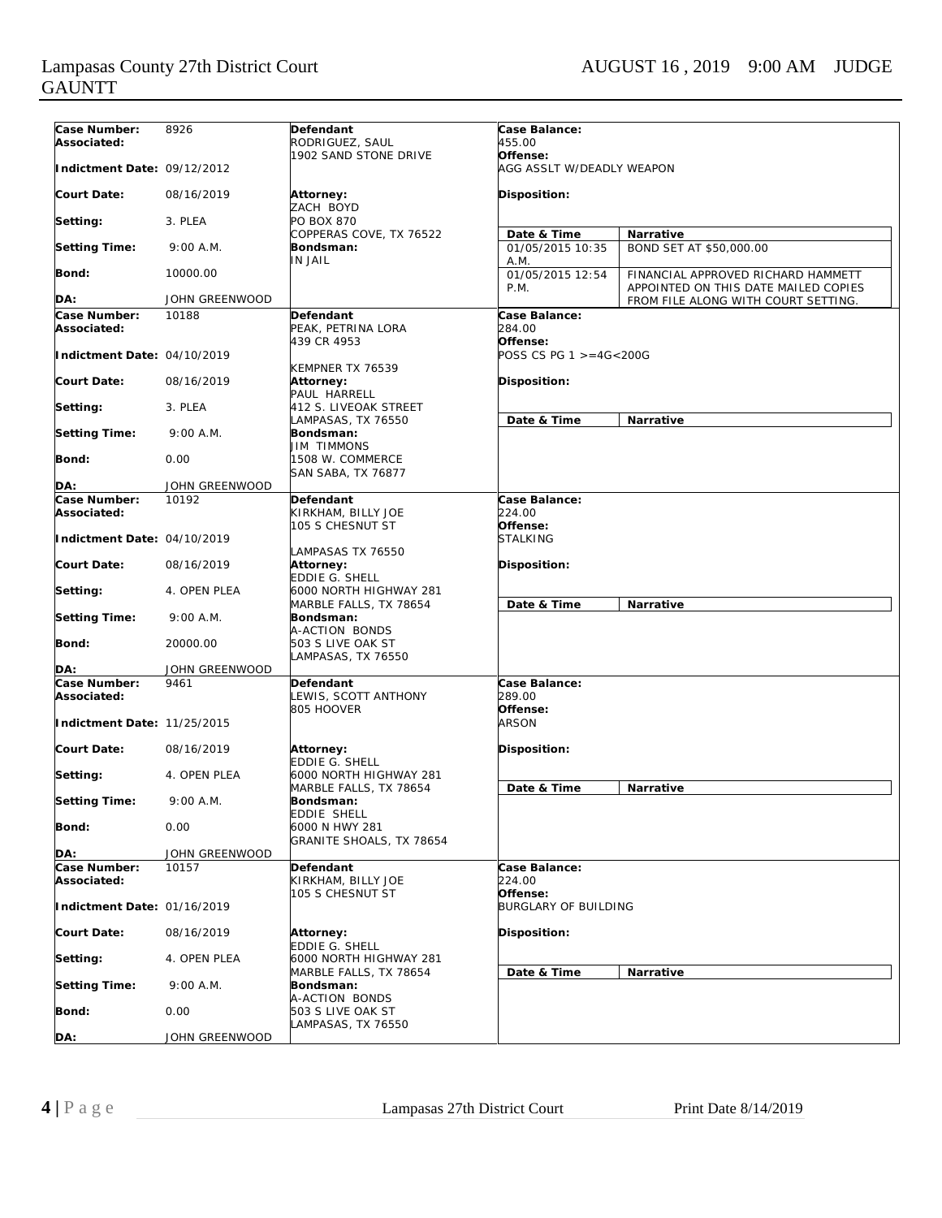| Field | Value | Defendant / Attorney / Bondsman | Case Details |
|---|---|---|---|
| **Case Number:** | 8926 | **Defendant** | **Case Balance:** |
| **Associated:** | | RODRIGUEZ, SAUL<br>1902 SAND STONE DRIVE | 455.00 |
| **Indictment Date:** | 09/12/2012 | | **Offense:**<br>AGG ASSLT W/DEADLY WEAPON |
| **Court Date:** | 08/16/2019 | **Attorney:**<br>ZACH BOYD | **Disposition:** |
| **Setting:** | 3. PLEA | PO BOX 870<br>COPPERAS COVE, TX 76522 | |
| **Setting Time:** | 9:00 A.M. | **Bondsman:**<br>IN JAIL | |
| **Bond:** | 10000.00 | | |
| **DA:** | JOHN GREENWOOD | | |

| Date & Time | Narrative |
|---|---|
| 01/05/2015 10:35 A.M. | BOND SET AT $50,000.00 |
| 01/05/2015 12:54 P.M. | FINANCIAL APPROVED RICHARD HAMMETT APPOINTED ON THIS DATE MAILED COPIES FROM FILE ALONG WITH COURT SETTING. |

| Field | Value | Defendant / Attorney / Bondsman | Case Details |
|---|---|---|---|
| **Case Number:** | 10188 | **Defendant** | **Case Balance:** |
| **Associated:** | | PEAK, PETRINA LORA<br>439 CR 4953 | 284.00 |
| **Indictment Date:** | 04/10/2019 | KEMPNER TX 76539 | **Offense:**<br>POSS CS PG 1 >=4G<200G |
| **Court Date:** | 08/16/2019 | **Attorney:**<br>PAUL HARRELL | **Disposition:** |
| **Setting:** | 3. PLEA | 412 S. LIVEOAK STREET<br>LAMPASAS, TX 76550 | |
| **Setting Time:** | 9:00 A.M. | **Bondsman:**<br>JIM TIMMONS | |
| **Bond:** | 0.00 | 1508 W. COMMERCE<br>SAN SABA, TX 76877 | |
| **DA:** | JOHN GREENWOOD | | |

| Date & Time | Narrative |
|---|---|

| Field | Value | Defendant / Attorney / Bondsman | Case Details |
|---|---|---|---|
| **Case Number:** | 10192 | **Defendant** | **Case Balance:** |
| **Associated:** | | KIRKHAM, BILLY JOE<br>105 S CHESNUT ST | 224.00 |
| **Indictment Date:** | 04/10/2019 | LAMPASAS TX 76550 | **Offense:**<br>STALKING |
| **Court Date:** | 08/16/2019 | **Attorney:**<br>EDDIE G. SHELL | **Disposition:** |
| **Setting:** | 4. OPEN PLEA | 6000 NORTH HIGHWAY 281<br>MARBLE FALLS, TX 78654 | |
| **Setting Time:** | 9:00 A.M. | **Bondsman:**<br>A-ACTION BONDS | |
| **Bond:** | 20000.00 | 503 S LIVE OAK ST<br>LAMPASAS, TX 76550 | |
| **DA:** | JOHN GREENWOOD | | |

| Date & Time | Narrative |
|---|---|

| Field | Value | Defendant / Attorney / Bondsman | Case Details |
|---|---|---|---|
| **Case Number:** | 9461 | **Defendant** | **Case Balance:** |
| **Associated:** | | LEWIS, SCOTT ANTHONY<br>805 HOOVER | 289.00 |
| **Indictment Date:** | 11/25/2015 | | **Offense:**<br>ARSON |
| **Court Date:** | 08/16/2019 | **Attorney:**<br>EDDIE G. SHELL | **Disposition:** |
| **Setting:** | 4. OPEN PLEA | 6000 NORTH HIGHWAY 281<br>MARBLE FALLS, TX 78654 | |
| **Setting Time:** | 9:00 A.M. | **Bondsman:**<br>EDDIE SHELL | |
| **Bond:** | 0.00 | 6000 N HWY 281<br>GRANITE SHOALS, TX 78654 | |
| **DA:** | JOHN GREENWOOD | | |

| Date & Time | Narrative |
|---|---|

| Field | Value | Defendant / Attorney / Bondsman | Case Details |
|---|---|---|---|
| **Case Number:** | 10157 | **Defendant** | **Case Balance:** |
| **Associated:** | | KIRKHAM, BILLY JOE<br>105 S CHESNUT ST | 224.00 |
| **Indictment Date:** | 01/16/2019 | | **Offense:**<br>BURGLARY OF BUILDING |
| **Court Date:** | 08/16/2019 | **Attorney:**<br>EDDIE G. SHELL | **Disposition:** |
| **Setting:** | 4. OPEN PLEA | 6000 NORTH HIGHWAY 281<br>MARBLE FALLS, TX 78654 | |
| **Setting Time:** | 9:00 A.M. | **Bondsman:**<br>A-ACTION BONDS | |
| **Bond:** | 0.00 | 503 S LIVE OAK ST<br>LAMPASAS, TX 76550 | |
| **DA:** | JOHN GREENWOOD | | |

| Date & Time | Narrative |
|---|---|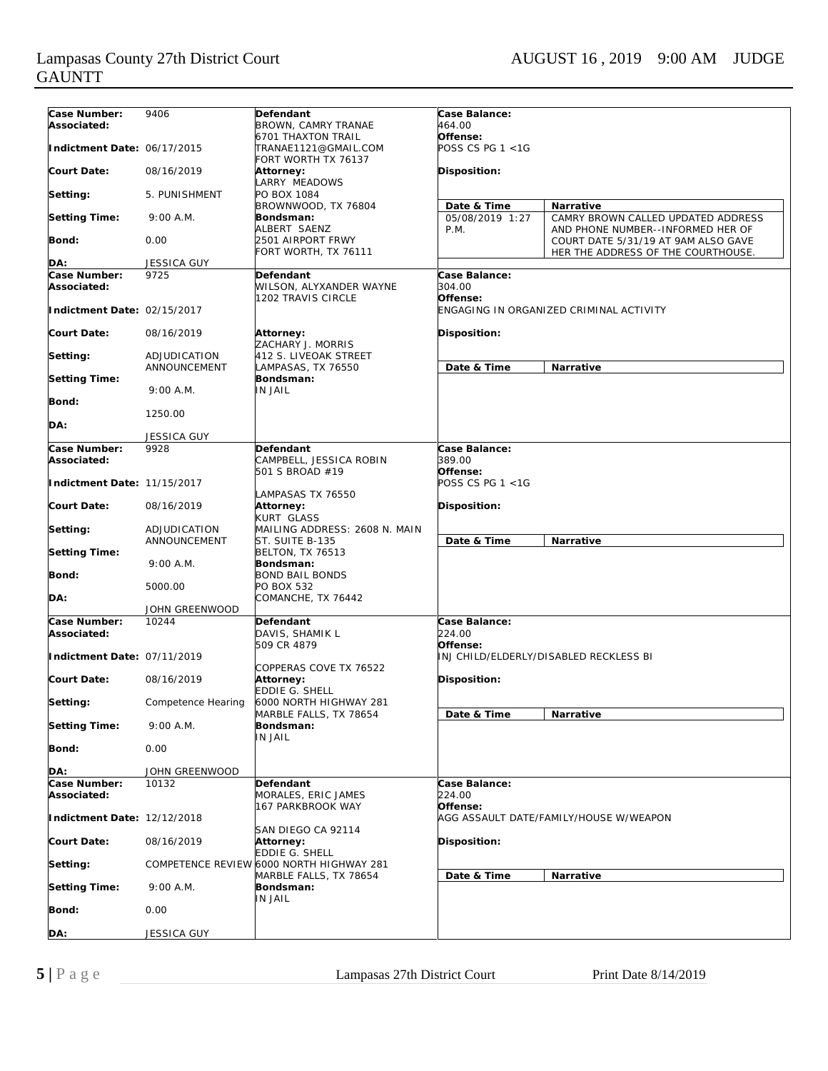| Case Number: | 9406 | Defendant | Case Balance: | |
|---|---|---|---|---|
| Associated: | | BROWN, CAMRY TRANAE<br>6701 THAXTON TRAIL<br>TRANAE1121@GMAIL.COM<br>FORT WORTH TX 76137 | 464.00 | |
| Indictment Date: | 06/17/2015 | | Offense: POSS CS PG 1 <1G | |
| Court Date: | 08/16/2019 | Attorney:<br>LARRY MEADOWS<br>PO BOX 1084<br>BROWNWOOD, TX 76804 | Disposition: | |
| Setting: | 5. PUNISHMENT | | Date & Time | Narrative |
| Setting Time: | 9:00 A.M. | Bondsman:<br>ALBERT SAENZ<br>2501 AIRPORT FRWY<br>FORT WORTH, TX 76111 | 05/08/2019 1:27 P.M. | CAMRY BROWN CALLED UPDATED ADDRESS AND PHONE NUMBER--INFORMED HER OF COURT DATE 5/31/19 AT 9AM ALSO GAVE HER THE ADDRESS OF THE COURTHOUSE. |
| Bond: | 0.00 | | | |
| DA: | JESSICA GUY | | | |

| Case Number: | 9725 | Defendant | Case Balance: | |
|---|---|---|---|---|
| Associated: | | WILSON, ALYXANDER WAYNE<br>1202 TRAVIS CIRCLE | 304.00 | |
| Indictment Date: | 02/15/2017 | | Offense: ENGAGING IN ORGANIZED CRIMINAL ACTIVITY | |
| Court Date: | 08/16/2019 | Attorney:<br>ZACHARY J. MORRIS<br>412 S. LIVEOAK STREET<br>LAMPASAS, TX 76550 | Disposition: | |
| Setting: | ADJUDICATION ANNOUNCEMENT | | Date & Time | Narrative |
| Setting Time: | 9:00 A.M. | Bondsman:<br>IN JAIL | | |
| Bond: | 1250.00 | | | |
| DA: | JESSICA GUY | | | |

| Case Number: | 9928 | Defendant | Case Balance: | |
|---|---|---|---|---|
| Associated: | | CAMPBELL, JESSICA ROBIN<br>501 S BROAD #19<br>LAMPASAS TX 76550 | 389.00 | |
| Indictment Date: | 11/15/2017 | | Offense: POSS CS PG 1 <1G | |
| Court Date: | 08/16/2019 | Attorney:<br>KURT GLASS<br>MAILING ADDRESS: 2608 N. MAIN ST. SUITE B-135<br>BELTON, TX 76513 | Disposition: | |
| Setting: | ADJUDICATION ANNOUNCEMENT | | Date & Time | Narrative |
| Setting Time: | 9:00 A.M. | Bondsman:<br>BOND BAIL BONDS<br>PO BOX 532<br>COMANCHE, TX 76442 | | |
| Bond: | 5000.00 | | | |
| DA: | JOHN GREENWOOD | | | |

| Case Number: | 10244 | Defendant | Case Balance: | |
|---|---|---|---|---|
| Associated: | | DAVIS, SHAMIK L<br>509 CR 4879<br>COPPERAS COVE TX 76522 | 224.00 | |
| Indictment Date: | 07/11/2019 | | Offense: INJ CHILD/ELDERLY/DISABLED RECKLESS BI | |
| Court Date: | 08/16/2019 | Attorney:<br>EDDIE G. SHELL<br>6000 NORTH HIGHWAY 281<br>MARBLE FALLS, TX 78654 | Disposition: | |
| Setting: | Competence Hearing | | Date & Time | Narrative |
| Setting Time: | 9:00 A.M. | Bondsman:<br>IN JAIL | | |
| Bond: | 0.00 | | | |
| DA: | JOHN GREENWOOD | | | |

| Case Number: | 10132 | Defendant | Case Balance: | |
|---|---|---|---|---|
| Associated: | | MORALES, ERIC JAMES<br>167 PARKBROOK WAY<br>SAN DIEGO CA 92114 | 224.00 | |
| Indictment Date: | 12/12/2018 | | Offense: AGG ASSAULT DATE/FAMILY/HOUSE W/WEAPON | |
| Court Date: | 08/16/2019 | Attorney:<br>EDDIE G. SHELL<br>6000 NORTH HIGHWAY 281<br>MARBLE FALLS, TX 78654 | Disposition: | |
| Setting: | COMPETENCE REVIEW | | Date & Time | Narrative |
| Setting Time: | 9:00 A.M. | Bondsman:<br>IN JAIL | | |
| Bond: | 0.00 | | | |
| DA: | JESSICA GUY | | | |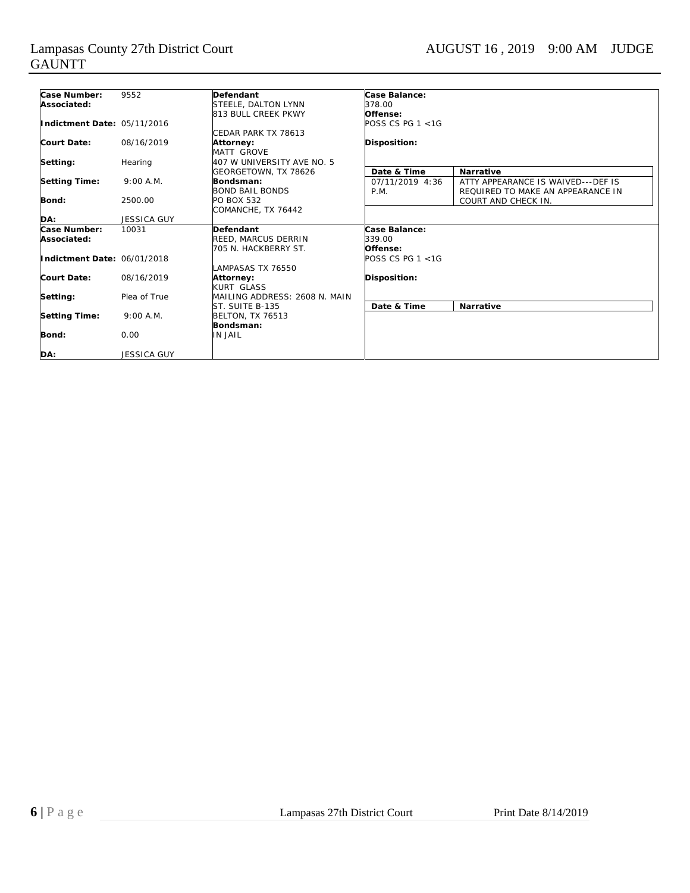| Field | Value | Defendant / Attorney / Bondsman | Case Details |
|---|---|---|---|
| **Case Number:** | 9552 | **Defendant** | **Case Balance:** |
| **Associated:** | | STEELE, DALTON LYNN<br>813 BULL CREEK PKWY<br><br>CEDAR PARK TX 78613 | 378.00 |
| **Indictment Date:** | 05/11/2016 | | **Offense:**<br>POSS CS PG 1 <1G |
| **Court Date:** | 08/16/2019 | **Attorney:**<br>MATT GROVE<br>407 W UNIVERSITY AVE NO. 5<br>GEORGETOWN, TX 78626 | **Disposition:** |
| **Setting:** | Hearing | | |
| **Setting Time:** | 9:00 A.M. | **Bondsman:**<br>BOND BAIL BONDS<br>PO BOX 532<br>COMANCHE, TX 76442 | |
| **Bond:** | 2500.00 | | |
| **DA:** | JESSICA GUY | | |

| Date & Time | Narrative |
|---|---|
| 07/11/2019 4:36 P.M. | ATTY APPEARANCE IS WAIVED---DEF IS REQUIRED TO MAKE AN APPEARANCE IN COURT AND CHECK IN. |

| Field | Value | Defendant / Attorney / Bondsman | Case Details |
|---|---|---|---|
| **Case Number:** | 10031 | **Defendant** | **Case Balance:** |
| **Associated:** | | REED, MARCUS DERRIN<br>705 N. HACKBERRY ST.<br><br>LAMPASAS TX 76550 | 339.00 |
| **Indictment Date:** | 06/01/2018 | | **Offense:**<br>POSS CS PG 1 <1G |
| **Court Date:** | 08/16/2019 | **Attorney:**<br>KURT GLASS<br>MAILING ADDRESS: 2608 N. MAIN ST. SUITE B-135<br>BELTON, TX 76513 | **Disposition:** |
| **Setting:** | Plea of True | | |
| **Setting Time:** | 9:00 A.M. | **Bondsman:**<br>IN JAIL | |
| **Bond:** | 0.00 | | |
| **DA:** | JESSICA GUY | | |

| Date & Time | Narrative |
|---|---|
| | |